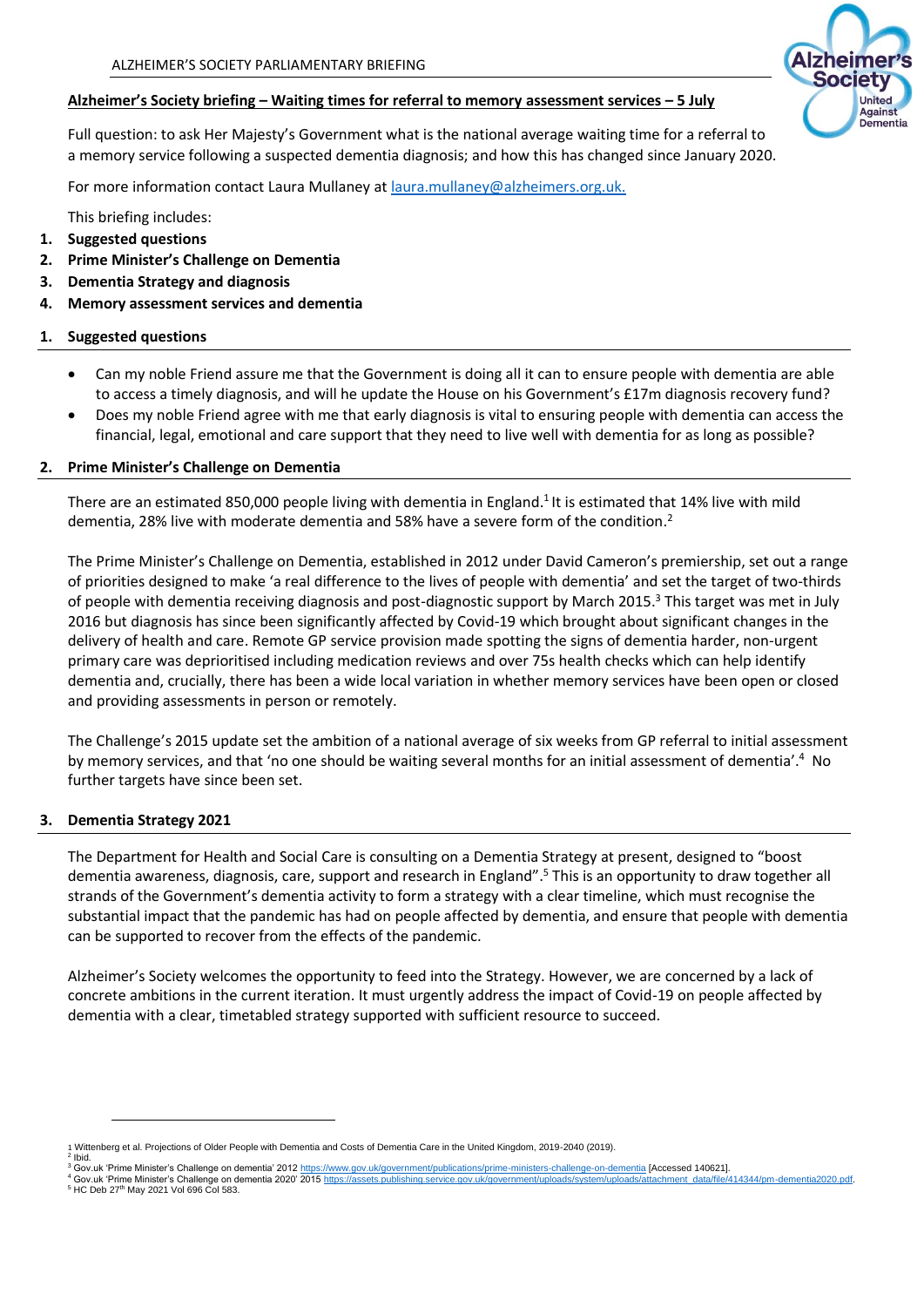## Alzheimer's Society briefing – Waiting times for referral to memory assessment services – 5 July

Full question: to ask Her Majesty's Government what is the national average waiting time for a referral to a memory service following a suspected dementia diagnosis; and how this has changed since January 2020.

For more information contact Laura Mullaney at laura.mullaney@alzheimers.org.uk.

This briefing includes:

1. **Suggested questions**
2. **Prime Minister's Challenge on Dementia**
3. **Dementia Strategy and diagnosis**
4. **Memory assessment services and dementia**

## 1. Suggested questions

- Can my noble Friend assure me that the Government is doing all it can to ensure people with dementia are able to access a timely diagnosis, and will he update the House on his Government's £17m diagnosis recovery fund?
- Does my noble Friend agree with me that early diagnosis is vital to ensuring people with dementia can access the financial, legal, emotional and care support that they need to live well with dementia for as long as possible?

## 2. Prime Minister's Challenge on Dementia

There are an estimated 850,000 people living with dementia in England.[1] It is estimated that 14% live with mild dementia, 28% live with moderate dementia and 58% have a severe form of the condition.[2]

The Prime Minister's Challenge on Dementia, established in 2012 under David Cameron's premiership, set out a range of priorities designed to make 'a real difference to the lives of people with dementia' and set the target of two-thirds of people with dementia receiving diagnosis and post-diagnostic support by March 2015.[3] This target was met in July 2016 but diagnosis has since been significantly affected by Covid-19 which brought about significant changes in the delivery of health and care. Remote GP service provision made spotting the signs of dementia harder, non-urgent primary care was deprioritised including medication reviews and over 75s health checks which can help identify dementia and, crucially, there has been a wide local variation in whether memory services have been open or closed and providing assessments in person or remotely.

The Challenge's 2015 update set the ambition of a national average of six weeks from GP referral to initial assessment by memory services, and that 'no one should be waiting several months for an initial assessment of dementia'.[4] No further targets have since been set.

## 3. Dementia Strategy 2021

The Department for Health and Social Care is consulting on a Dementia Strategy at present, designed to "boost dementia awareness, diagnosis, care, support and research in England".[5] This is an opportunity to draw together all strands of the Government's dementia activity to form a strategy with a clear timeline, which must recognise the substantial impact that the pandemic has had on people affected by dementia, and ensure that people with dementia can be supported to recover from the effects of the pandemic.

Alzheimer's Society welcomes the opportunity to feed into the Strategy. However, we are concerned by a lack of concrete ambitions in the current iteration. It must urgently address the impact of Covid-19 on people affected by dementia with a clear, timetabled strategy supported with sufficient resource to succeed.

---

[1] Wittenberg et al. Projections of Older People with Dementia and Costs of Dementia Care in the United Kingdom, 2019-2040 (2019).
[2] Ibid.
[3] Gov.uk 'Prime Minister's Challenge on dementia' 2012 https://www.gov.uk/government/publications/prime-ministers-challenge-on-dementia [Accessed 140621].
[4] Gov.uk 'Prime Minister's Challenge on dementia 2020' 2015 https://assets.publishing.service.gov.uk/government/uploads/system/uploads/attachment_data/file/414344/pm-dementia2020.pdf.
[5] HC Deb 27th May 2021 Vol 696 Col 583.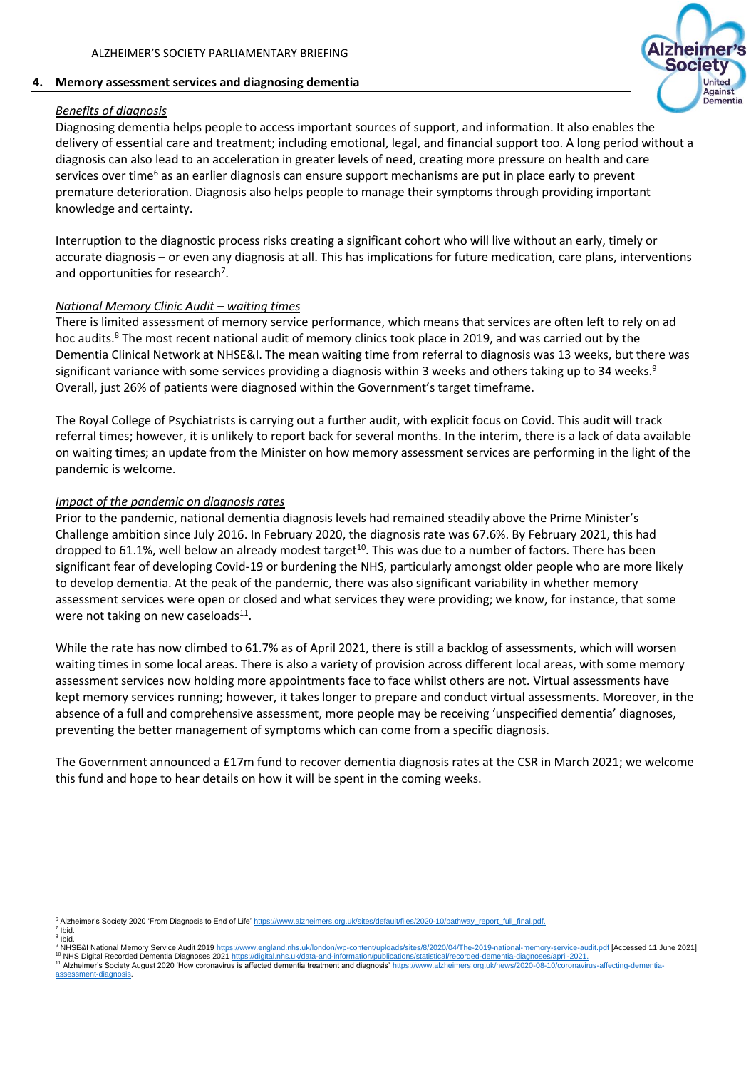## 4. Memory assessment services and diagnosing dementia

*Benefits of diagnosis*

Diagnosing dementia helps people to access important sources of support, and information. It also enables the delivery of essential care and treatment; including emotional, legal, and financial support too. A long period without a diagnosis can also lead to an acceleration in greater levels of need, creating more pressure on health and care services over time[6] as an earlier diagnosis can ensure support mechanisms are put in place early to prevent premature deterioration. Diagnosis also helps people to manage their symptoms through providing important knowledge and certainty.

Interruption to the diagnostic process risks creating a significant cohort who will live without an early, timely or accurate diagnosis – or even any diagnosis at all. This has implications for future medication, care plans, interventions and opportunities for research[7].

*National Memory Clinic Audit – waiting times*

There is limited assessment of memory service performance, which means that services are often left to rely on ad hoc audits.[8] The most recent national audit of memory clinics took place in 2019, and was carried out by the Dementia Clinical Network at NHSE&I. The mean waiting time from referral to diagnosis was 13 weeks, but there was significant variance with some services providing a diagnosis within 3 weeks and others taking up to 34 weeks.[9] Overall, just 26% of patients were diagnosed within the Government's target timeframe.

The Royal College of Psychiatrists is carrying out a further audit, with explicit focus on Covid. This audit will track referral times; however, it is unlikely to report back for several months. In the interim, there is a lack of data available on waiting times; an update from the Minister on how memory assessment services are performing in the light of the pandemic is welcome.

*Impact of the pandemic on diagnosis rates*

Prior to the pandemic, national dementia diagnosis levels had remained steadily above the Prime Minister's Challenge ambition since July 2016. In February 2020, the diagnosis rate was 67.6%. By February 2021, this had dropped to 61.1%, well below an already modest target[10]. This was due to a number of factors. There has been significant fear of developing Covid-19 or burdening the NHS, particularly amongst older people who are more likely to develop dementia. At the peak of the pandemic, there was also significant variability in whether memory assessment services were open or closed and what services they were providing; we know, for instance, that some were not taking on new caseloads[11].

While the rate has now climbed to 61.7% as of April 2021, there is still a backlog of assessments, which will worsen waiting times in some local areas. There is also a variety of provision across different local areas, with some memory assessment services now holding more appointments face to face whilst others are not. Virtual assessments have kept memory services running; however, it takes longer to prepare and conduct virtual assessments. Moreover, in the absence of a full and comprehensive assessment, more people may be receiving 'unspecified dementia' diagnoses, preventing the better management of symptoms which can come from a specific diagnosis.

The Government announced a £17m fund to recover dementia diagnosis rates at the CSR in March 2021; we welcome this fund and hope to hear details on how it will be spent in the coming weeks.

---

[6] Alzheimer's Society 2020 'From Diagnosis to End of Life' https://www.alzheimers.org.uk/sites/default/files/2020-10/pathway_report_full_final.pdf.

[7] Ibid.

[8] Ibid.

[9] NHSE&I National Memory Service Audit 2019 https://www.england.nhs.uk/london/wp-content/uploads/sites/8/2020/04/The-2019-national-memory-service-audit.pdf [Accessed 11 June 2021].

[10] NHS Digital Recorded Dementia Diagnoses 2021 https://digital.nhs.uk/data-and-information/publications/statistical/recorded-dementia-diagnoses/april-2021.

[11] Alzheimer's Society August 2020 'How coronavirus is affected dementia treatment and diagnosis' https://www.alzheimers.org.uk/news/2020-08-10/coronavirus-affecting-dementia-assessment-diagnosis.